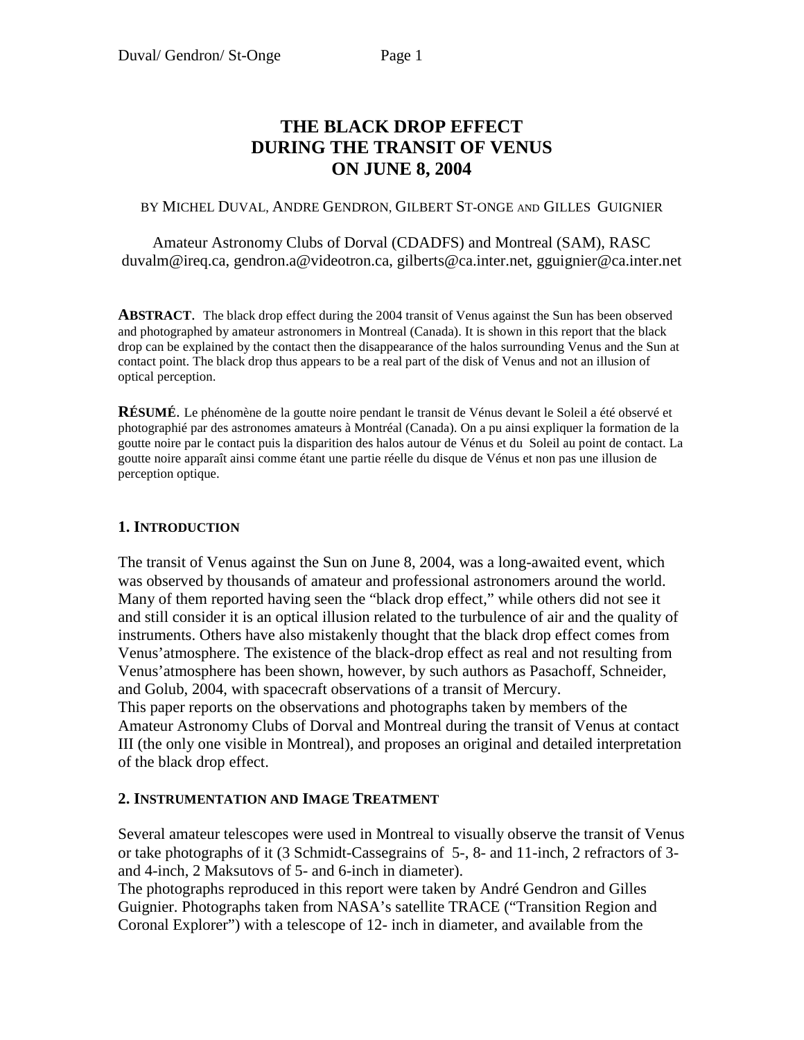# THE BLACK DROP EFFECT DURING THE TRANSIT OF VENUS ON JUNE 8, 2004

BY MICHEL DUVAL, ANDRE GENDRON, GILBERT ST-ONGE AND GILLES GUIGNIER

Amateur Astronomy Clubs of Dorval (CDADFS) and Montreal (SAM), RASC
duvalm@ireq.ca, gendron.a@videotron.ca, gilberts@ca.inter.net, gguignier@ca.inter.net

**ABSTRACT**. The black drop effect during the 2004 transit of Venus against the Sun has been observed and photographed by amateur astronomers in Montreal (Canada). It is shown in this report that the black drop can be explained by the contact then the disappearance of the halos surrounding Venus and the Sun at contact point. The black drop thus appears to be a real part of the disk of Venus and not an illusion of optical perception.

**RÉSUMÉ**. Le phénomène de la goutte noire pendant le transit de Vénus devant le Soleil a été observé et photographié par des astronomes amateurs à Montréal (Canada). On a pu ainsi expliquer la formation de la goutte noire par le contact puis la disparition des halos autour de Vénus et du Soleil au point de contact. La goutte noire apparaît ainsi comme étant une partie réelle du disque de Vénus et non pas une illusion de perception optique.

## 1. INTRODUCTION

The transit of Venus against the Sun on June 8, 2004, was a long-awaited event, which was observed by thousands of amateur and professional astronomers around the world. Many of them reported having seen the "black drop effect," while others did not see it and still consider it is an optical illusion related to the turbulence of air and the quality of instruments. Others have also mistakenly thought that the black drop effect comes from Venus'atmosphere. The existence of the black-drop effect as real and not resulting from Venus'atmosphere has been shown, however, by such authors as Pasachoff, Schneider, and Golub, 2004, with spacecraft observations of a transit of Mercury.
This paper reports on the observations and photographs taken by members of the Amateur Astronomy Clubs of Dorval and Montreal during the transit of Venus at contact III (the only one visible in Montreal), and proposes an original and detailed interpretation of the black drop effect.

## 2. INSTRUMENTATION AND IMAGE TREATMENT

Several amateur telescopes were used in Montreal to visually observe the transit of Venus or take photographs of it (3 Schmidt-Cassegrains of 5-, 8- and 11-inch, 2 refractors of 3- and 4-inch, 2 Maksutovs of 5- and 6-inch in diameter).
The photographs reproduced in this report were taken by André Gendron and Gilles Guignier. Photographs taken from NASA's satellite TRACE ("Transition Region and Coronal Explorer") with a telescope of 12- inch in diameter, and available from the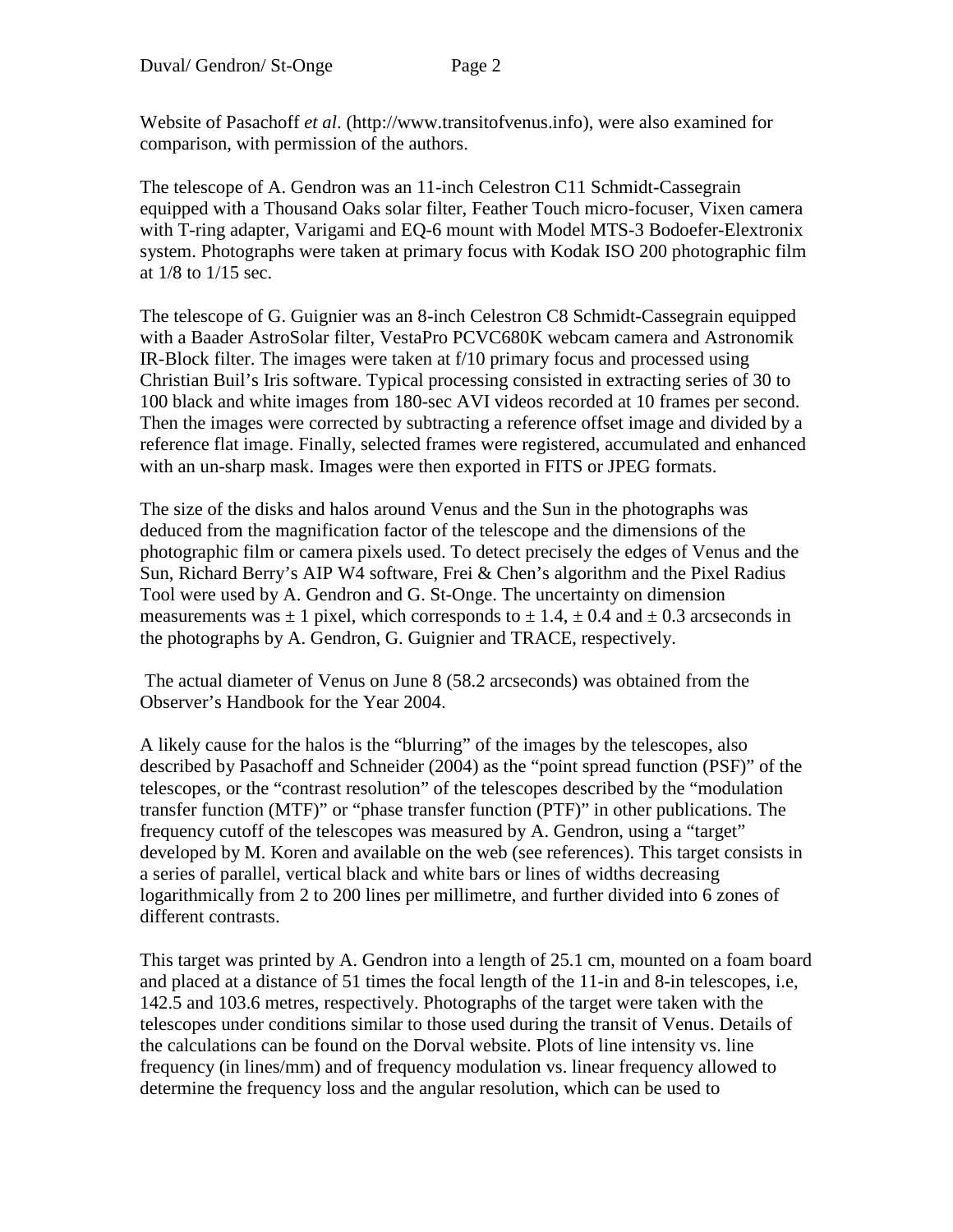Website of Pasachoff *et al*. (http://www.transitofvenus.info), were also examined for comparison, with permission of the authors.

The telescope of A. Gendron was an 11-inch Celestron C11 Schmidt-Cassegrain equipped with a Thousand Oaks solar filter, Feather Touch micro-focuser, Vixen camera with T-ring adapter, Varigami and EQ-6 mount with Model MTS-3 Bodoefer-Elextronix system. Photographs were taken at primary focus with Kodak ISO 200 photographic film at 1/8 to 1/15 sec.

The telescope of G. Guignier was an 8-inch Celestron C8 Schmidt-Cassegrain equipped with a Baader AstroSolar filter, VestaPro PCVC680K webcam camera and Astronomik IR-Block filter. The images were taken at f/10 primary focus and processed using Christian Buil's Iris software. Typical processing consisted in extracting series of 30 to 100 black and white images from 180-sec AVI videos recorded at 10 frames per second. Then the images were corrected by subtracting a reference offset image and divided by a reference flat image. Finally, selected frames were registered, accumulated and enhanced with an un-sharp mask. Images were then exported in FITS or JPEG formats.

The size of the disks and halos around Venus and the Sun in the photographs was deduced from the magnification factor of the telescope and the dimensions of the photographic film or camera pixels used. To detect precisely the edges of Venus and the Sun, Richard Berry's AIP W4 software, Frei & Chen's algorithm and the Pixel Radius Tool were used by A. Gendron and G. St-Onge. The uncertainty on dimension measurements was ± 1 pixel, which corresponds to ± 1.4, ± 0.4 and ± 0.3 arcseconds in the photographs by A. Gendron, G. Guignier and TRACE, respectively.

The actual diameter of Venus on June 8 (58.2 arcseconds) was obtained from the Observer's Handbook for the Year 2004.

A likely cause for the halos is the "blurring" of the images by the telescopes, also described by Pasachoff and Schneider (2004) as the "point spread function (PSF)" of the telescopes, or the "contrast resolution" of the telescopes described by the "modulation transfer function (MTF)" or "phase transfer function (PTF)" in other publications. The frequency cutoff of the telescopes was measured by A. Gendron, using a "target" developed by M. Koren and available on the web (see references). This target consists in a series of parallel, vertical black and white bars or lines of widths decreasing logarithmically from 2 to 200 lines per millimetre, and further divided into 6 zones of different contrasts.

This target was printed by A. Gendron into a length of 25.1 cm, mounted on a foam board and placed at a distance of 51 times the focal length of the 11-in and 8-in telescopes, i.e, 142.5 and 103.6 metres, respectively. Photographs of the target were taken with the telescopes under conditions similar to those used during the transit of Venus. Details of the calculations can be found on the Dorval website. Plots of line intensity vs. line frequency (in lines/mm) and of frequency modulation vs. linear frequency allowed to determine the frequency loss and the angular resolution, which can be used to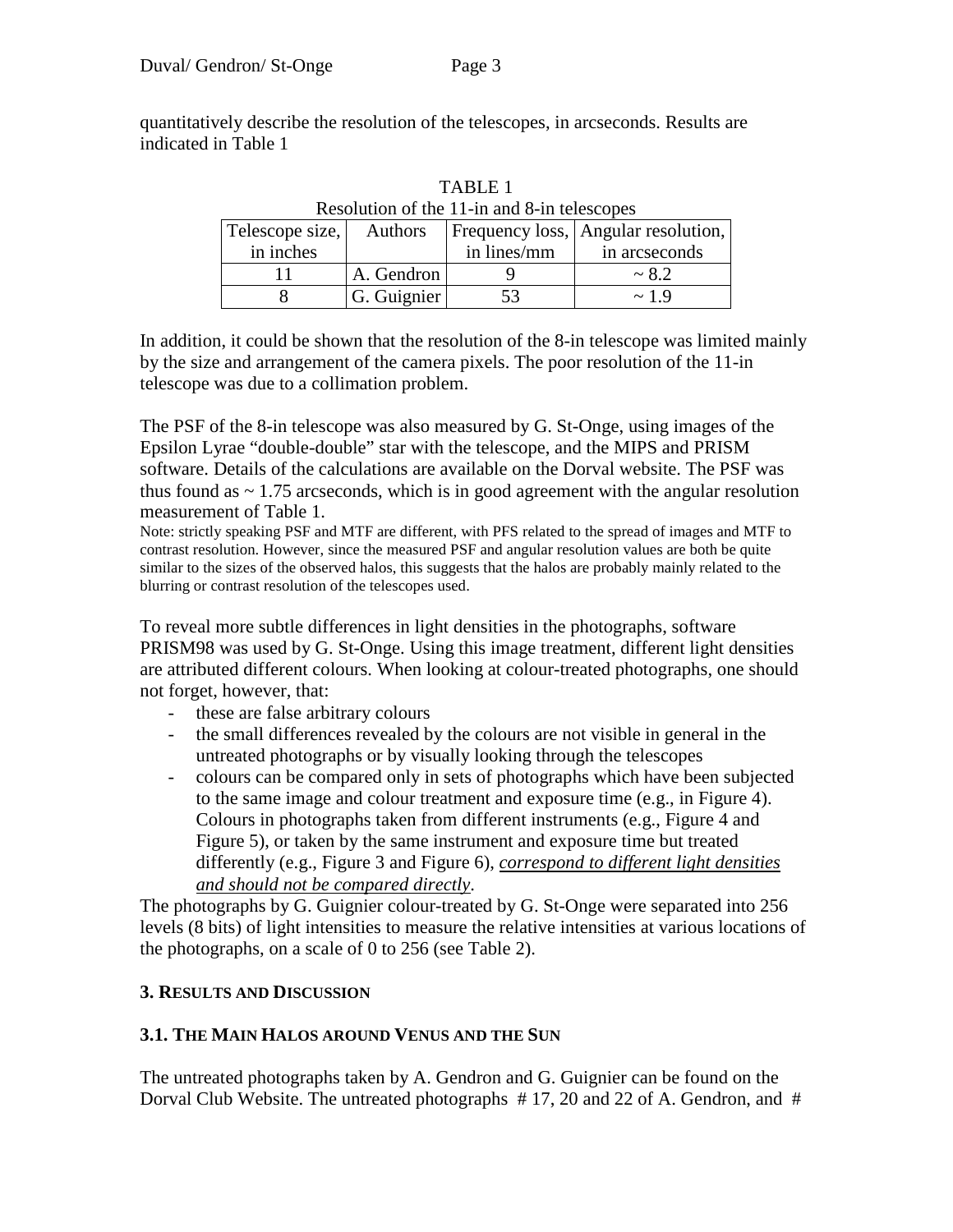quantitatively describe the resolution of the telescopes, in arcseconds. Results are indicated in Table 1

TABLE 1
Resolution of the 11-in and 8-in telescopes

| Telescope size, in inches | Authors | Frequency loss, in lines/mm | Angular resolution, in arcseconds |
|---|---|---|---|
| 11 | A. Gendron | 9 | ~ 8.2 |
| 8 | G. Guignier | 53 | ~ 1.9 |

In addition, it could be shown that the resolution of the 8-in telescope was limited mainly by the size and arrangement of the camera pixels. The poor resolution of the 11-in telescope was due to a collimation problem.

The PSF of the 8-in telescope was also measured by G. St-Onge, using images of the Epsilon Lyrae "double-double" star with the telescope, and the MIPS and PRISM software. Details of the calculations are available on the Dorval website. The PSF was thus found as ~ 1.75 arcseconds, which is in good agreement with the angular resolution measurement of Table 1.

Note: strictly speaking PSF and MTF are different, with PFS related to the spread of images and MTF to contrast resolution. However, since the measured PSF and angular resolution values are both be quite similar to the sizes of the observed halos, this suggests that the halos are probably mainly related to the blurring or contrast resolution of the telescopes used.

To reveal more subtle differences in light densities in the photographs, software PRISM98 was used by G. St-Onge. Using this image treatment, different light densities are attributed different colours. When looking at colour-treated photographs, one should not forget, however, that:

- these are false arbitrary colours
- the small differences revealed by the colours are not visible in general in the untreated photographs or by visually looking through the telescopes
- colours can be compared only in sets of photographs which have been subjected to the same image and colour treatment and exposure time (e.g., in Figure 4). Colours in photographs taken from different instruments (e.g., Figure 4 and Figure 5), or taken by the same instrument and exposure time but treated differently (e.g., Figure 3 and Figure 6), *correspond to different light densities and should not be compared directly*.

The photographs by G. Guignier colour-treated by G. St-Onge were separated into 256 levels (8 bits) of light intensities to measure the relative intensities at various locations of the photographs, on a scale of 0 to 256 (see Table 2).

## 3. Results and Discussion

### 3.1. The Main Halos around Venus and the Sun

The untreated photographs taken by A. Gendron and G. Guignier can be found on the Dorval Club Website. The untreated photographs # 17, 20 and 22 of A. Gendron, and #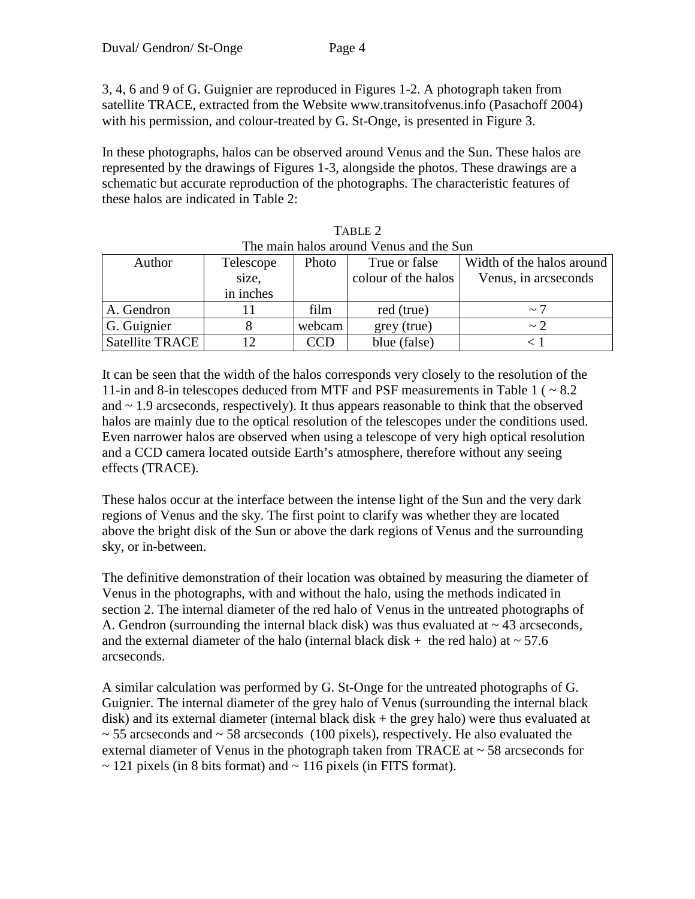3, 4, 6 and 9 of G. Guignier are reproduced in Figures 1-2. A photograph taken from satellite TRACE, extracted from the Website www.transitofvenus.info (Pasachoff 2004) with his permission, and colour-treated by G. St-Onge, is presented in Figure 3.

In these photographs, halos can be observed around Venus and the Sun. These halos are represented by the drawings of Figures 1-3, alongside the photos. These drawings are a schematic but accurate reproduction of the photographs. The characteristic features of these halos are indicated in Table 2:

TABLE 2
The main halos around Venus and the Sun

| Author | Telescope size, in inches | Photo | True or false colour of the halos | Width of the halos around Venus, in arcseconds |
|---|---|---|---|---|
| A. Gendron | 11 | film | red (true) | ~ 7 |
| G. Guignier | 8 | webcam | grey (true) | ~ 2 |
| Satellite TRACE | 12 | CCD | blue (false) | < 1 |

It can be seen that the width of the halos corresponds very closely to the resolution of the 11-in and 8-in telescopes deduced from MTF and PSF measurements in Table 1 ( ~ 8.2 and ~ 1.9 arcseconds, respectively). It thus appears reasonable to think that the observed halos are mainly due to the optical resolution of the telescopes under the conditions used. Even narrower halos are observed when using a telescope of very high optical resolution and a CCD camera located outside Earth's atmosphere, therefore without any seeing effects (TRACE).

These halos occur at the interface between the intense light of the Sun and the very dark regions of Venus and the sky. The first point to clarify was whether they are located above the bright disk of the Sun or above the dark regions of Venus and the surrounding sky, or in-between.

The definitive demonstration of their location was obtained by measuring the diameter of Venus in the photographs, with and without the halo, using the methods indicated in section 2. The internal diameter of the red halo of Venus in the untreated photographs of A. Gendron (surrounding the internal black disk) was thus evaluated at ~ 43 arcseconds, and the external diameter of the halo (internal black disk + the red halo) at ~ 57.6 arcseconds.

A similar calculation was performed by G. St-Onge for the untreated photographs of G. Guignier. The internal diameter of the grey halo of Venus (surrounding the internal black disk) and its external diameter (internal black disk + the grey halo) were thus evaluated at ~ 55 arcseconds and ~ 58 arcseconds (100 pixels), respectively. He also evaluated the external diameter of Venus in the photograph taken from TRACE at ~ 58 arcseconds for ~ 121 pixels (in 8 bits format) and ~ 116 pixels (in FITS format).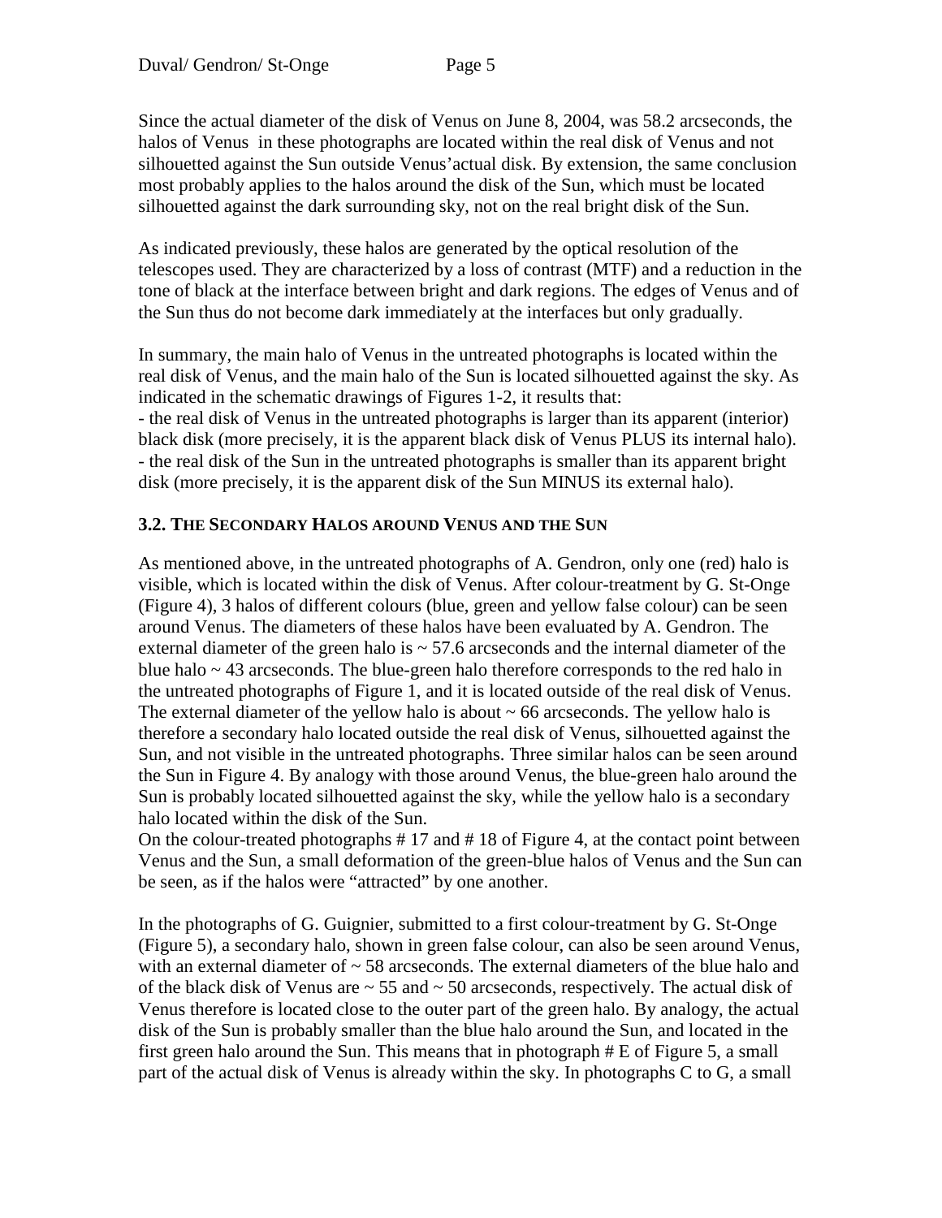Since the actual diameter of the disk of Venus on June 8, 2004, was 58.2 arcseconds, the halos of Venus in these photographs are located within the real disk of Venus and not silhouetted against the Sun outside Venus'actual disk. By extension, the same conclusion most probably applies to the halos around the disk of the Sun, which must be located silhouetted against the dark surrounding sky, not on the real bright disk of the Sun.

As indicated previously, these halos are generated by the optical resolution of the telescopes used. They are characterized by a loss of contrast (MTF) and a reduction in the tone of black at the interface between bright and dark regions. The edges of Venus and of the Sun thus do not become dark immediately at the interfaces but only gradually.

In summary, the main halo of Venus in the untreated photographs is located within the real disk of Venus, and the main halo of the Sun is located silhouetted against the sky. As indicated in the schematic drawings of Figures 1-2, it results that:
- the real disk of Venus in the untreated photographs is larger than its apparent (interior) black disk (more precisely, it is the apparent black disk of Venus PLUS its internal halo).
- the real disk of the Sun in the untreated photographs is smaller than its apparent bright disk (more precisely, it is the apparent disk of the Sun MINUS its external halo).

### 3.2. The Secondary Halos around Venus and the Sun

As mentioned above, in the untreated photographs of A. Gendron, only one (red) halo is visible, which is located within the disk of Venus. After colour-treatment by G. St-Onge (Figure 4), 3 halos of different colours (blue, green and yellow false colour) can be seen around Venus. The diameters of these halos have been evaluated by A. Gendron. The external diameter of the green halo is ~ 57.6 arcseconds and the internal diameter of the blue halo ~ 43 arcseconds. The blue-green halo therefore corresponds to the red halo in the untreated photographs of Figure 1, and it is located outside of the real disk of Venus. The external diameter of the yellow halo is about ~ 66 arcseconds. The yellow halo is therefore a secondary halo located outside the real disk of Venus, silhouetted against the Sun, and not visible in the untreated photographs. Three similar halos can be seen around the Sun in Figure 4. By analogy with those around Venus, the blue-green halo around the Sun is probably located silhouetted against the sky, while the yellow halo is a secondary halo located within the disk of the Sun.
On the colour-treated photographs # 17 and # 18 of Figure 4, at the contact point between Venus and the Sun, a small deformation of the green-blue halos of Venus and the Sun can be seen, as if the halos were "attracted" by one another.

In the photographs of G. Guignier, submitted to a first colour-treatment by G. St-Onge (Figure 5), a secondary halo, shown in green false colour, can also be seen around Venus, with an external diameter of ~ 58 arcseconds. The external diameters of the blue halo and of the black disk of Venus are ~ 55 and ~ 50 arcseconds, respectively. The actual disk of Venus therefore is located close to the outer part of the green halo. By analogy, the actual disk of the Sun is probably smaller than the blue halo around the Sun, and located in the first green halo around the Sun. This means that in photograph # E of Figure 5, a small part of the actual disk of Venus is already within the sky. In photographs C to G, a small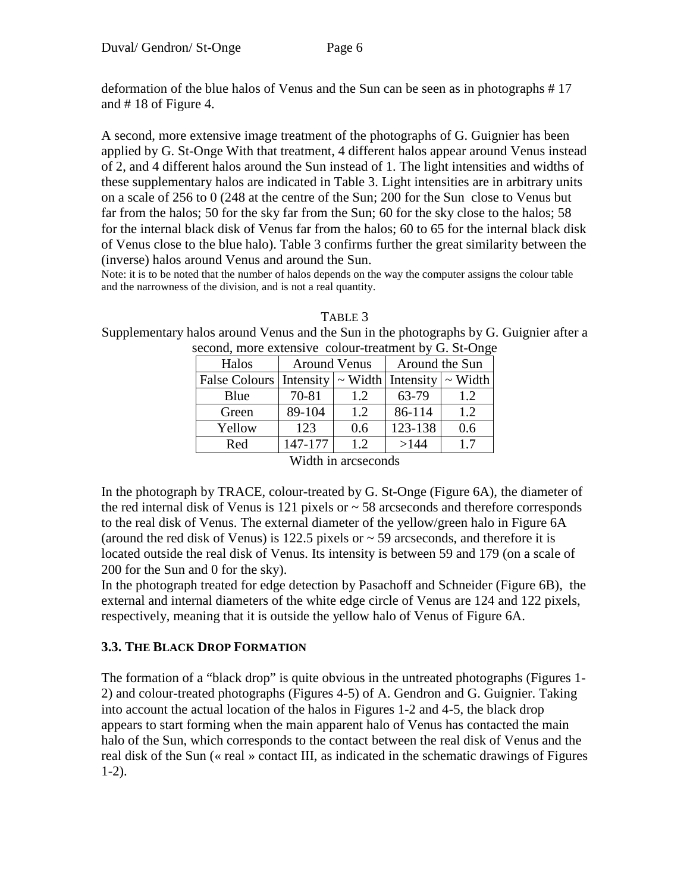deformation of the blue halos of Venus and the Sun can be seen as in photographs # 17 and # 18 of Figure 4.

A second, more extensive image treatment of the photographs of G. Guignier has been applied by G. St-Onge With that treatment, 4 different halos appear around Venus instead of 2, and 4 different halos around the Sun instead of 1. The light intensities and widths of these supplementary halos are indicated in Table 3. Light intensities are in arbitrary units on a scale of 256 to 0 (248 at the centre of the Sun; 200 for the Sun close to Venus but far from the halos; 50 for the sky far from the Sun; 60 for the sky close to the halos; 58 for the internal black disk of Venus far from the halos; 60 to 65 for the internal black disk of Venus close to the blue halo). Table 3 confirms further the great similarity between the (inverse) halos around Venus and around the Sun.

Note: it is to be noted that the number of halos depends on the way the computer assigns the colour table and the narrowness of the division, and is not a real quantity.

TABLE 3

Supplementary halos around Venus and the Sun in the photographs by G. Guignier after a second, more extensive colour-treatment by G. St-Onge

| Halos | Around Venus | | Around the Sun | |
|---|---|---|---|---|
| False Colours | Intensity | ~ Width | Intensity | ~ Width |
| Blue | 70-81 | 1.2 | 63-79 | 1.2 |
| Green | 89-104 | 1.2 | 86-114 | 1.2 |
| Yellow | 123 | 0.6 | 123-138 | 0.6 |
| Red | 147-177 | 1.2 | >144 | 1.7 |

Width in arcseconds

In the photograph by TRACE, colour-treated by G. St-Onge (Figure 6A), the diameter of the red internal disk of Venus is 121 pixels or ~ 58 arcseconds and therefore corresponds to the real disk of Venus. The external diameter of the yellow/green halo in Figure 6A (around the red disk of Venus) is 122.5 pixels or ~ 59 arcseconds, and therefore it is located outside the real disk of Venus. Its intensity is between 59 and 179 (on a scale of 200 for the Sun and 0 for the sky).

In the photograph treated for edge detection by Pasachoff and Schneider (Figure 6B), the external and internal diameters of the white edge circle of Venus are 124 and 122 pixels, respectively, meaning that it is outside the yellow halo of Venus of Figure 6A.

### 3.3. The Black Drop Formation

The formation of a "black drop" is quite obvious in the untreated photographs (Figures 1-2) and colour-treated photographs (Figures 4-5) of A. Gendron and G. Guignier. Taking into account the actual location of the halos in Figures 1-2 and 4-5, the black drop appears to start forming when the main apparent halo of Venus has contacted the main halo of the Sun, which corresponds to the contact between the real disk of Venus and the real disk of the Sun (« real » contact III, as indicated in the schematic drawings of Figures 1-2).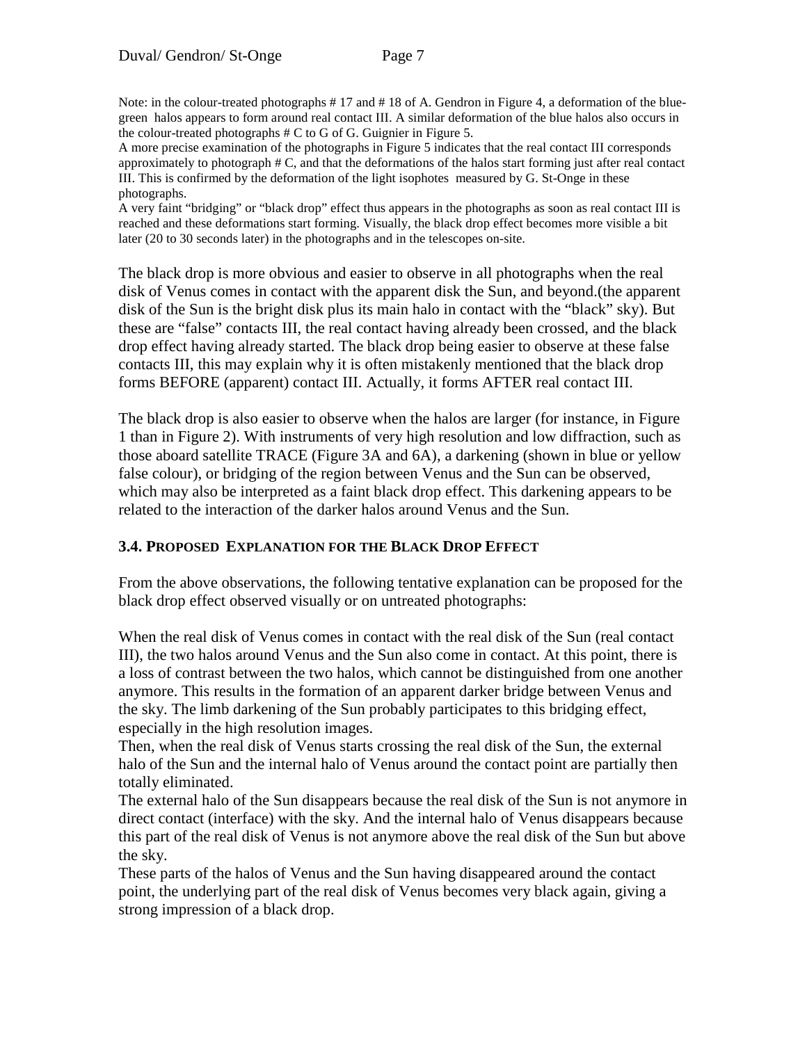Note: in the colour-treated photographs # 17 and # 18 of A. Gendron in Figure 4, a deformation of the blue-green halos appears to form around real contact III. A similar deformation of the blue halos also occurs in the colour-treated photographs # C to G of G. Guignier in Figure 5.
A more precise examination of the photographs in Figure 5 indicates that the real contact III corresponds approximately to photograph # C, and that the deformations of the halos start forming just after real contact III. This is confirmed by the deformation of the light isophotes measured by G. St-Onge in these photographs.
A very faint "bridging" or "black drop" effect thus appears in the photographs as soon as real contact III is reached and these deformations start forming. Visually, the black drop effect becomes more visible a bit later (20 to 30 seconds later) in the photographs and in the telescopes on-site.

The black drop is more obvious and easier to observe in all photographs when the real disk of Venus comes in contact with the apparent disk the Sun, and beyond.(the apparent disk of the Sun is the bright disk plus its main halo in contact with the "black" sky). But these are "false" contacts III, the real contact having already been crossed, and the black drop effect having already started. The black drop being easier to observe at these false contacts III, this may explain why it is often mistakenly mentioned that the black drop forms BEFORE (apparent) contact III. Actually, it forms AFTER real contact III.

The black drop is also easier to observe when the halos are larger (for instance, in Figure 1 than in Figure 2). With instruments of very high resolution and low diffraction, such as those aboard satellite TRACE (Figure 3A and 6A), a darkening (shown in blue or yellow false colour), or bridging of the region between Venus and the Sun can be observed, which may also be interpreted as a faint black drop effect. This darkening appears to be related to the interaction of the darker halos around Venus and the Sun.

### 3.4. PROPOSED EXPLANATION FOR THE BLACK DROP EFFECT

From the above observations, the following tentative explanation can be proposed for the black drop effect observed visually or on untreated photographs:

When the real disk of Venus comes in contact with the real disk of the Sun (real contact III), the two halos around Venus and the Sun also come in contact. At this point, there is a loss of contrast between the two halos, which cannot be distinguished from one another anymore. This results in the formation of an apparent darker bridge between Venus and the sky. The limb darkening of the Sun probably participates to this bridging effect, especially in the high resolution images.
Then, when the real disk of Venus starts crossing the real disk of the Sun, the external halo of the Sun and the internal halo of Venus around the contact point are partially then totally eliminated.
The external halo of the Sun disappears because the real disk of the Sun is not anymore in direct contact (interface) with the sky. And the internal halo of Venus disappears because this part of the real disk of Venus is not anymore above the real disk of the Sun but above the sky.
These parts of the halos of Venus and the Sun having disappeared around the contact point, the underlying part of the real disk of Venus becomes very black again, giving a strong impression of a black drop.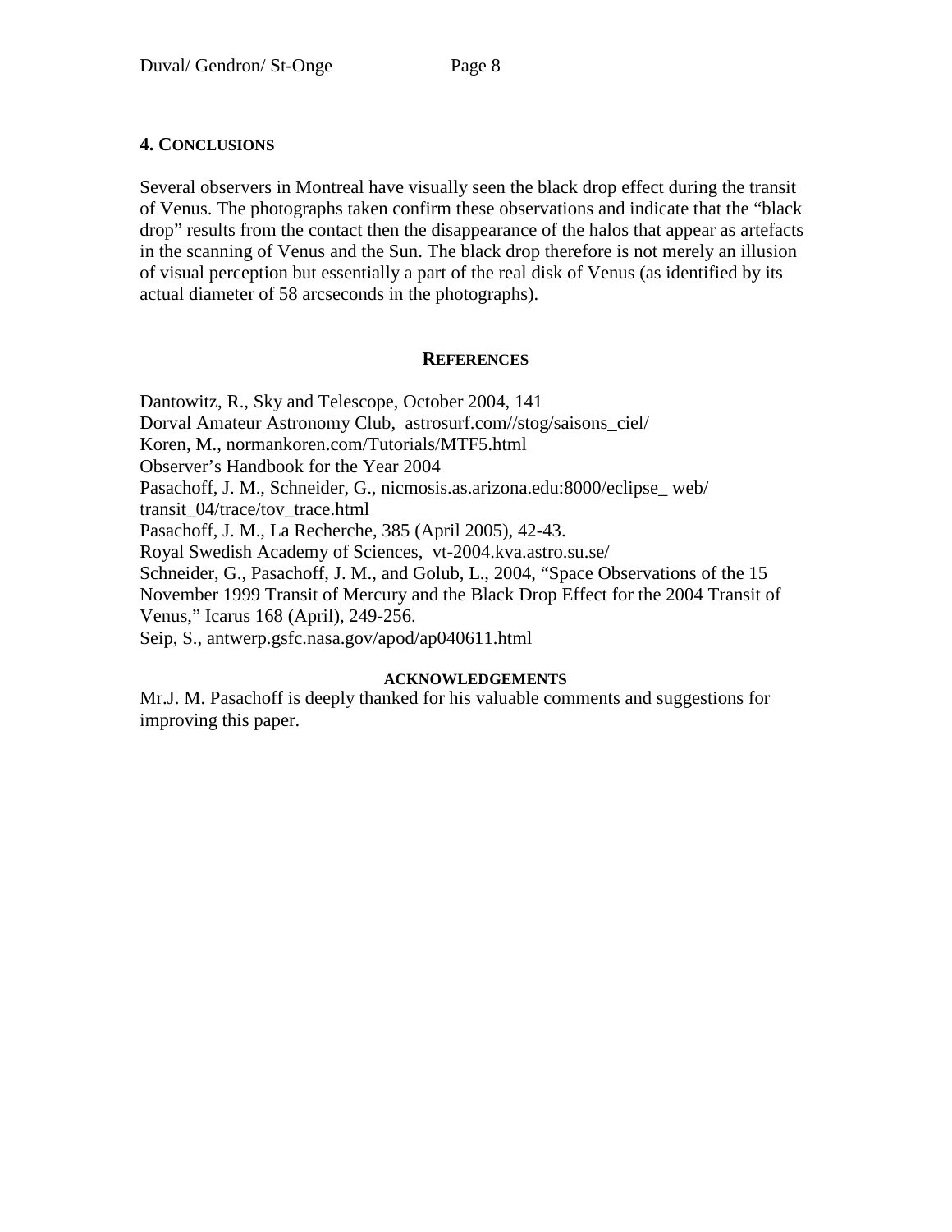## 4. Conclusions

Several observers in Montreal have visually seen the black drop effect during the transit of Venus. The photographs taken confirm these observations and indicate that the "black drop" results from the contact then the disappearance of the halos that appear as artefacts in the scanning of Venus and the Sun. The black drop therefore is not merely an illusion of visual perception but essentially a part of the real disk of Venus (as identified by its actual diameter of 58 arcseconds in the photographs).

## References

Dantowitz, R., Sky and Telescope, October 2004, 141  
Dorval Amateur Astronomy Club, astrosurf.com//stog/saisons_ciel/  
Koren, M., normankoren.com/Tutorials/MTF5.html  
Observer's Handbook for the Year 2004  
Pasachoff, J. M., Schneider, G., nicmosis.as.arizona.edu:8000/eclipse_ web/ transit_04/trace/tov_trace.html  
Pasachoff, J. M., La Recherche, 385 (April 2005), 42-43.  
Royal Swedish Academy of Sciences, vt-2004.kva.astro.su.se/  
Schneider, G., Pasachoff, J. M., and Golub, L., 2004, "Space Observations of the 15 November 1999 Transit of Mercury and the Black Drop Effect for the 2004 Transit of Venus," Icarus 168 (April), 249-256.  
Seip, S., antwerp.gsfc.nasa.gov/apod/ap040611.html

### Acknowledgements

Mr.J. M. Pasachoff is deeply thanked for his valuable comments and suggestions for improving this paper.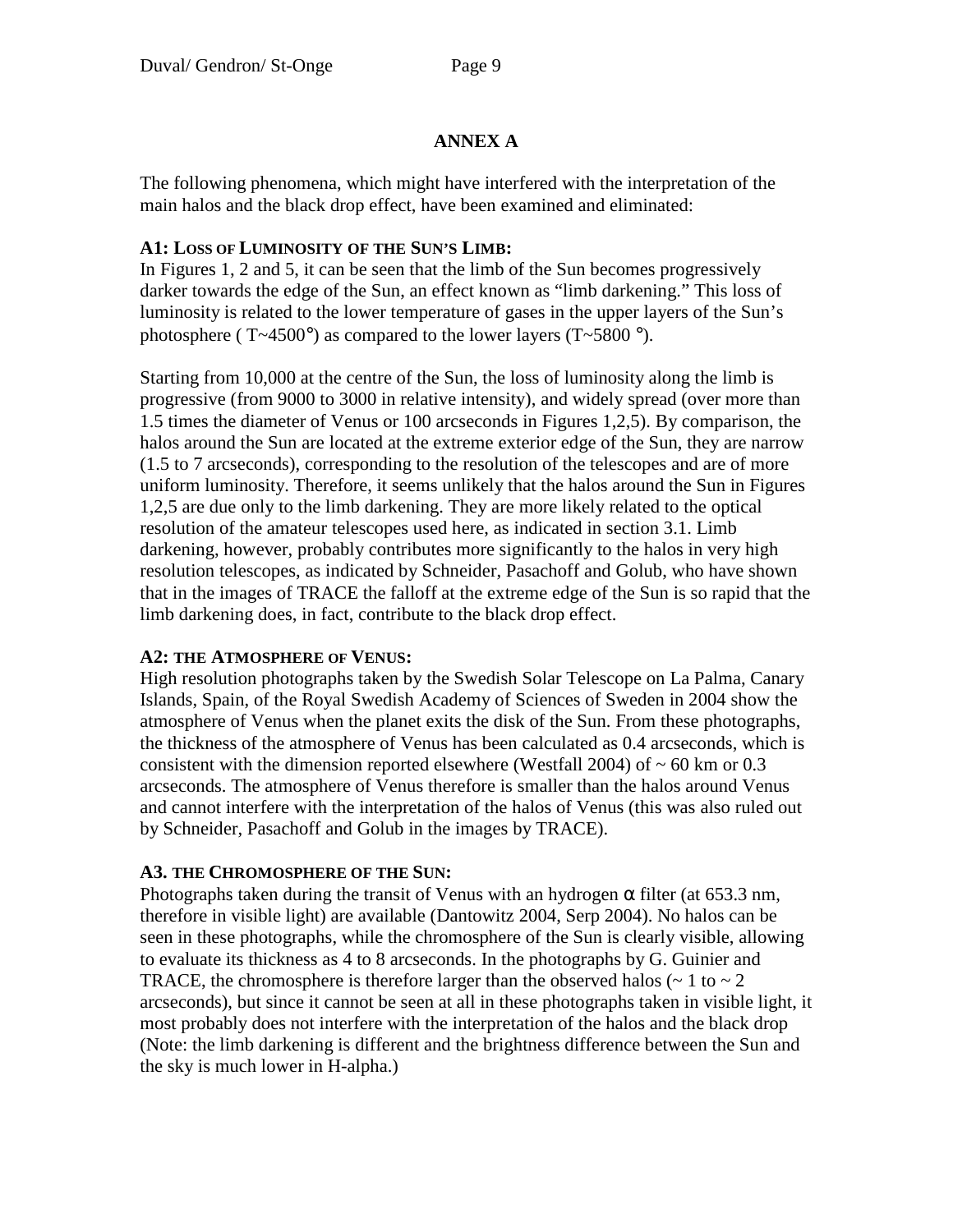## ANNEX A

The following phenomena, which might have interfered with the interpretation of the main halos and the black drop effect, have been examined and eliminated:

### A1: LOSS OF LUMINOSITY OF THE SUN'S LIMB:

In Figures 1, 2 and 5, it can be seen that the limb of the Sun becomes progressively darker towards the edge of the Sun, an effect known as "limb darkening." This loss of luminosity is related to the lower temperature of gases in the upper layers of the Sun's photosphere ( T~4500°) as compared to the lower layers (T~5800 °).

Starting from 10,000 at the centre of the Sun, the loss of luminosity along the limb is progressive (from 9000 to 3000 in relative intensity), and widely spread (over more than 1.5 times the diameter of Venus or 100 arcseconds in Figures 1,2,5). By comparison, the halos around the Sun are located at the extreme exterior edge of the Sun, they are narrow (1.5 to 7 arcseconds), corresponding to the resolution of the telescopes and are of more uniform luminosity. Therefore, it seems unlikely that the halos around the Sun in Figures 1,2,5 are due only to the limb darkening. They are more likely related to the optical resolution of the amateur telescopes used here, as indicated in section 3.1. Limb darkening, however, probably contributes more significantly to the halos in very high resolution telescopes, as indicated by Schneider, Pasachoff and Golub, who have shown that in the images of TRACE the falloff at the extreme edge of the Sun is so rapid that the limb darkening does, in fact, contribute to the black drop effect.

### A2: THE ATMOSPHERE OF VENUS:

High resolution photographs taken by the Swedish Solar Telescope on La Palma, Canary Islands, Spain, of the Royal Swedish Academy of Sciences of Sweden in 2004 show the atmosphere of Venus when the planet exits the disk of the Sun. From these photographs, the thickness of the atmosphere of Venus has been calculated as 0.4 arcseconds, which is consistent with the dimension reported elsewhere (Westfall 2004) of ~ 60 km or 0.3 arcseconds. The atmosphere of Venus therefore is smaller than the halos around Venus and cannot interfere with the interpretation of the halos of Venus (this was also ruled out by Schneider, Pasachoff and Golub in the images by TRACE).

### A3. THE CHROMOSPHERE OF THE SUN:

Photographs taken during the transit of Venus with an hydrogen α filter (at 653.3 nm, therefore in visible light) are available (Dantowitz 2004, Serp 2004). No halos can be seen in these photographs, while the chromosphere of the Sun is clearly visible, allowing to evaluate its thickness as 4 to 8 arcseconds. In the photographs by G. Guinier and TRACE, the chromosphere is therefore larger than the observed halos (~ 1 to ~ 2 arcseconds), but since it cannot be seen at all in these photographs taken in visible light, it most probably does not interfere with the interpretation of the halos and the black drop (Note: the limb darkening is different and the brightness difference between the Sun and the sky is much lower in H-alpha.)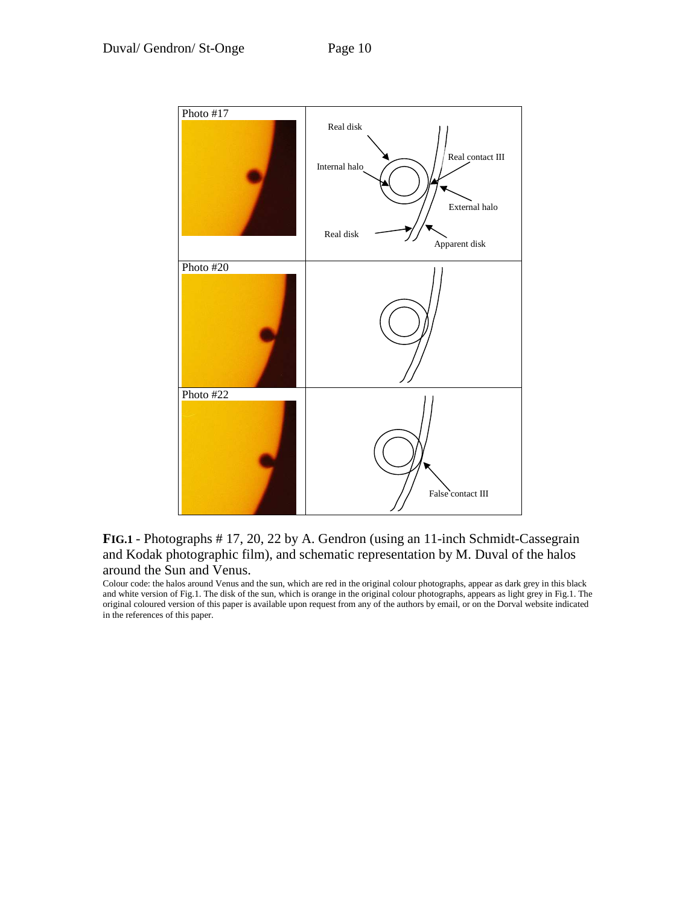**FIG.1** - Photographs # 17, 20, 22 by A. Gendron (using an 11-inch Schmidt-Cassegrain and Kodak photographic film), and schematic representation by M. Duval of the halos around the Sun and Venus.

Colour code: the halos around Venus and the sun, which are red in the original colour photographs, appear as dark grey in this black and white version of Fig.1. The disk of the sun, which is orange in the original colour photographs, appears as light grey in Fig.1. The original coloured version of this paper is available upon request from any of the authors by email, or on the Dorval website indicated in the references of this paper.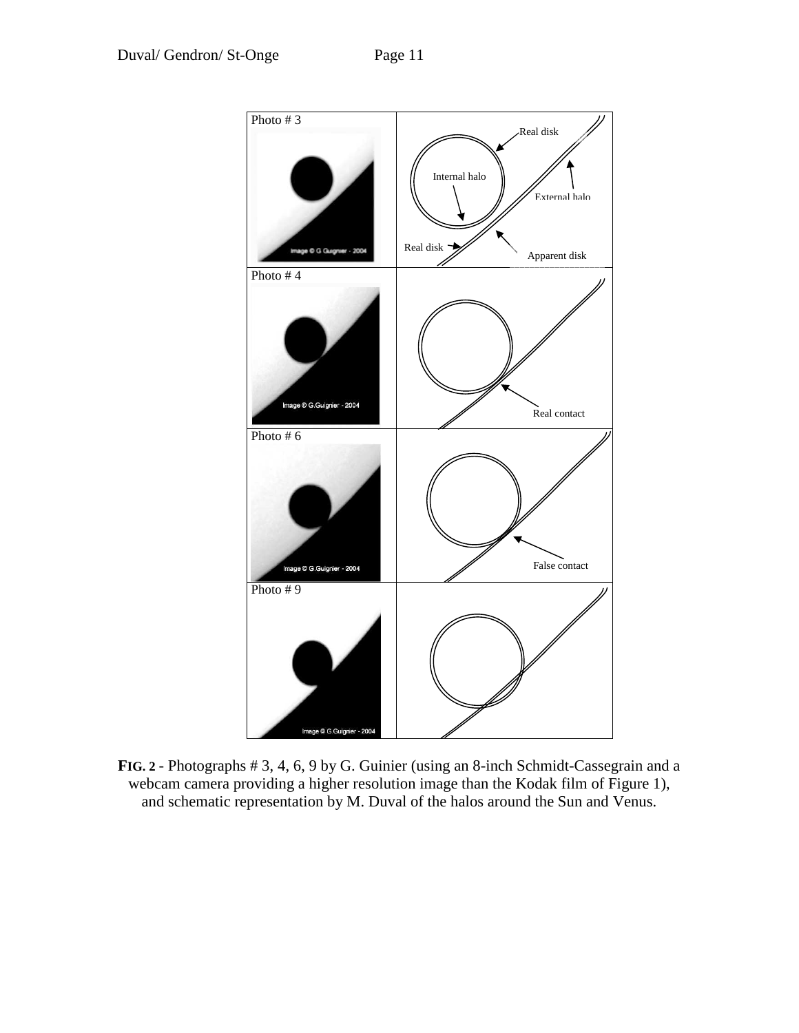| Photo # 3 | Real disk<br>Internal halo<br>External halo<br>Real disk<br>Apparent disk |
|---|---|
| Photo # 4 | Real contact |
| Photo # 6 | False contact |
| Photo # 9 | |

**FIG. 2** - Photographs # 3, 4, 6, 9 by G. Guinier (using an 8-inch Schmidt-Cassegrain and a webcam camera providing a higher resolution image than the Kodak film of Figure 1), and schematic representation by M. Duval of the halos around the Sun and Venus.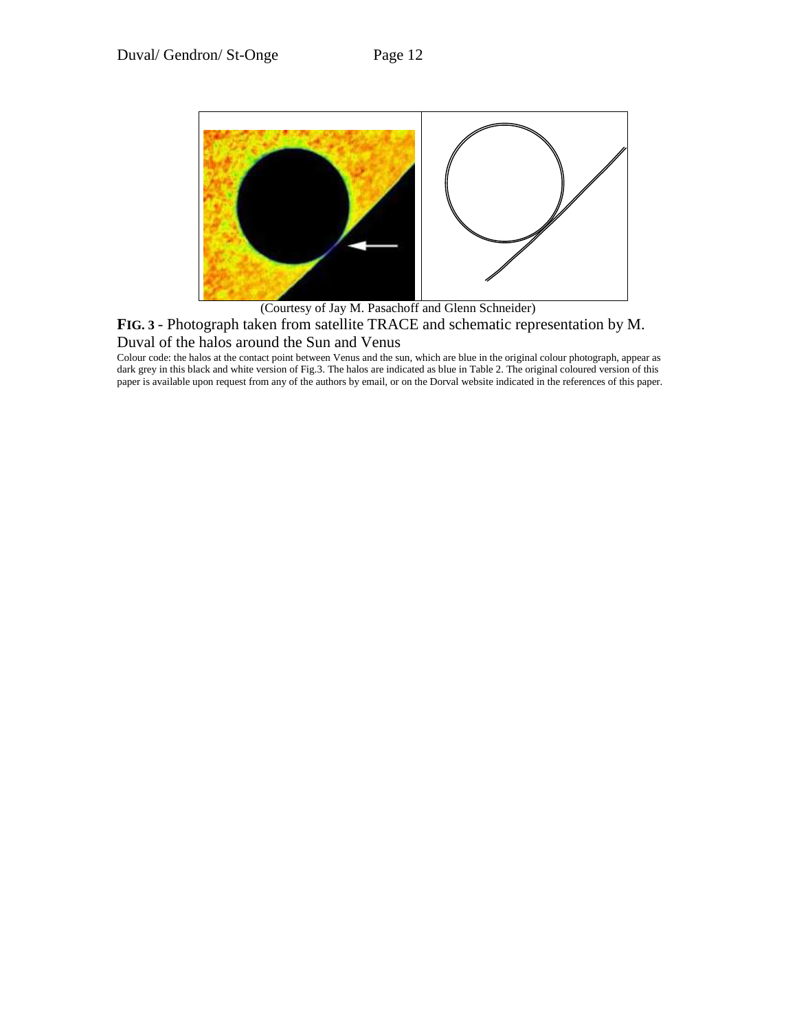(Courtesy of Jay M. Pasachoff and Glenn Schneider)

**FIG. 3** - Photograph taken from satellite TRACE and schematic representation by M. Duval of the halos around the Sun and Venus

Colour code: the halos at the contact point between Venus and the sun, which are blue in the original colour photograph, appear as dark grey in this black and white version of Fig.3. The halos are indicated as blue in Table 2. The original coloured version of this paper is available upon request from any of the authors by email, or on the Dorval website indicated in the references of this paper.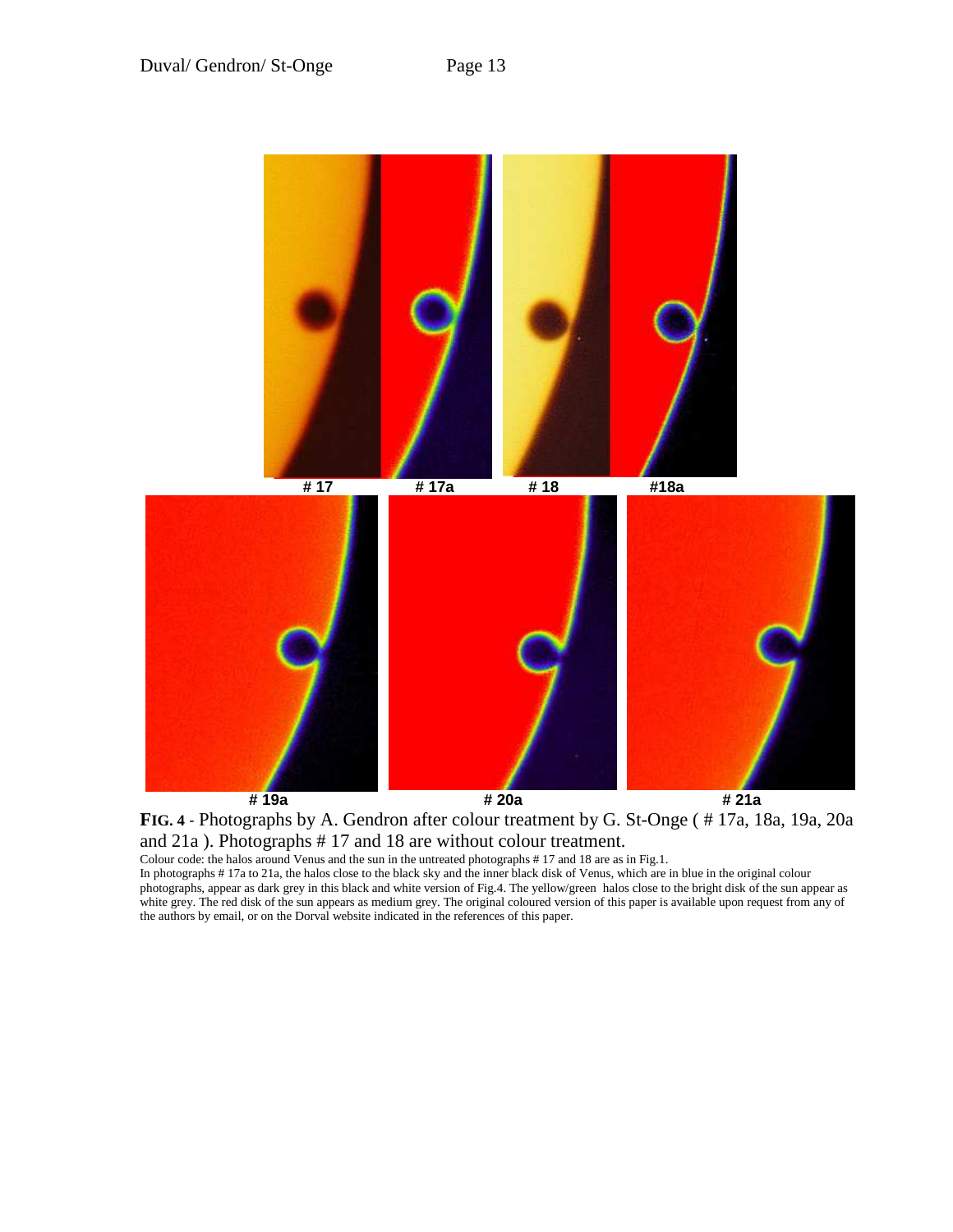# 17 # 17a # 18 #18a

# 19a # 20a # 21a

**FIG. 4** - Photographs by A. Gendron after colour treatment by G. St-Onge ( # 17a, 18a, 19a, 20a and 21a ). Photographs # 17 and 18 are without colour treatment.

Colour code: the halos around Venus and the sun in the untreated photographs # 17 and 18 are as in Fig.1.

In photographs # 17a to 21a, the halos close to the black sky and the inner black disk of Venus, which are in blue in the original colour photographs, appear as dark grey in this black and white version of Fig.4. The yellow/green halos close to the bright disk of the sun appear as white grey. The red disk of the sun appears as medium grey. The original coloured version of this paper is available upon request from any of the authors by email, or on the Dorval website indicated in the references of this paper.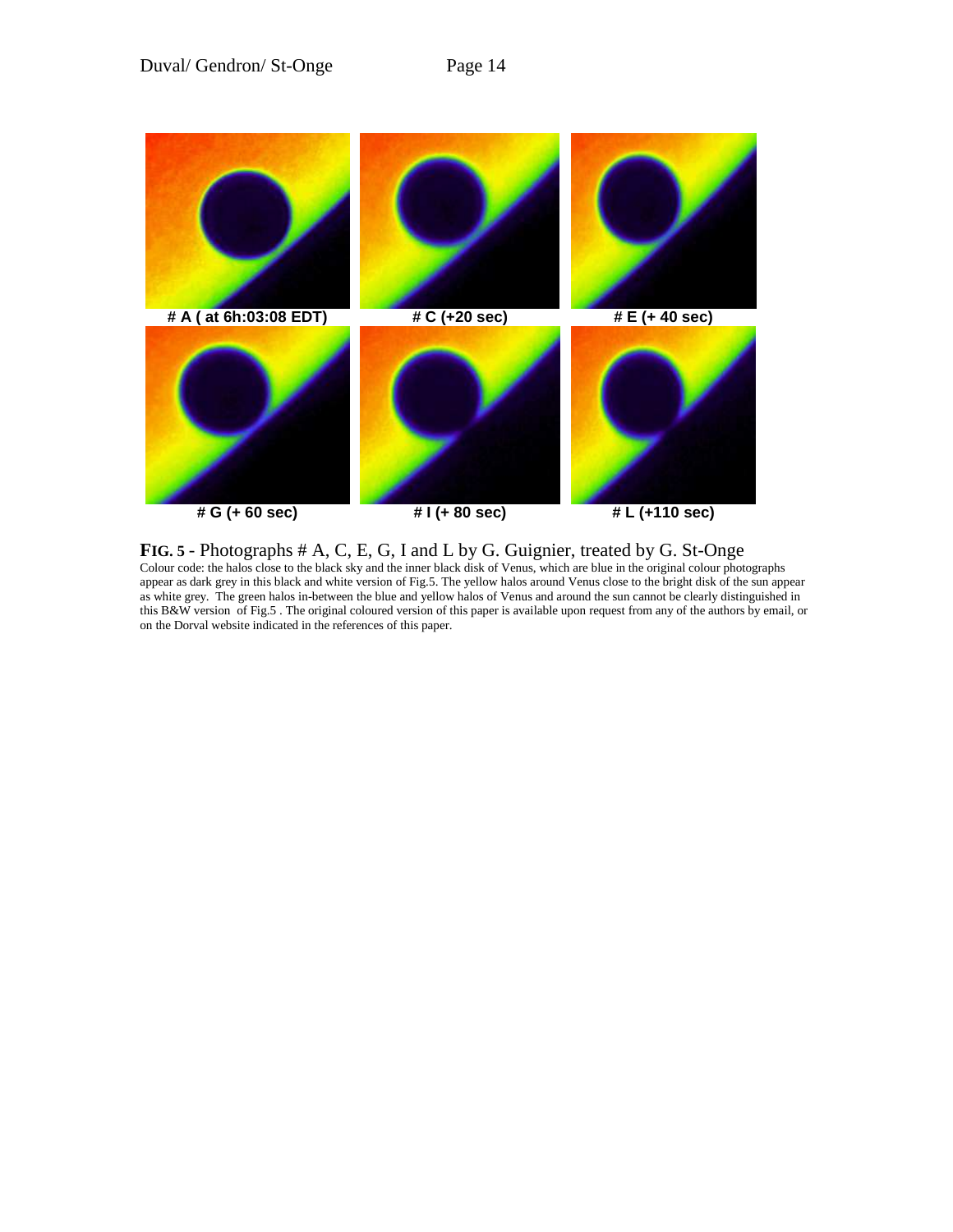# A ( at 6h:03:08 EDT)

# C (+20 sec)

# E (+ 40 sec)

# G (+ 60 sec)

# I (+ 80 sec)

# L (+110 sec)

**FIG. 5** - Photographs # A, C, E, G, I and L by G. Guignier, treated by G. St-Onge

Colour code: the halos close to the black sky and the inner black disk of Venus, which are blue in the original colour photographs appear as dark grey in this black and white version of Fig.5. The yellow halos around Venus close to the bright disk of the sun appear as white grey. The green halos in-between the blue and yellow halos of Venus and around the sun cannot be clearly distinguished in this B&W version of Fig.5 . The original coloured version of this paper is available upon request from any of the authors by email, or on the Dorval website indicated in the references of this paper.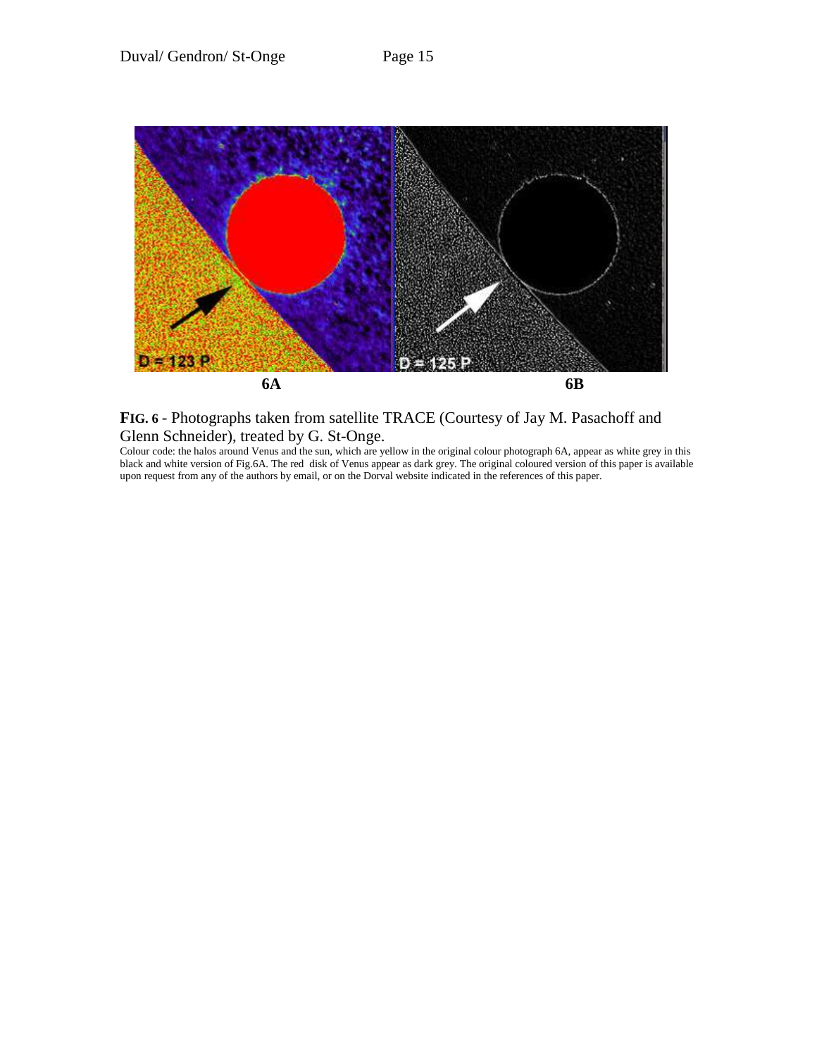D = 123 P

D = 125 P

6A

6B

**FIG. 6** - Photographs taken from satellite TRACE (Courtesy of Jay M. Pasachoff and Glenn Schneider), treated by G. St-Onge.

Colour code: the halos around Venus and the sun, which are yellow in the original colour photograph 6A, appear as white grey in this black and white version of Fig.6A. The red disk of Venus appear as dark grey. The original coloured version of this paper is available upon request from any of the authors by email, or on the Dorval website indicated in the references of this paper.